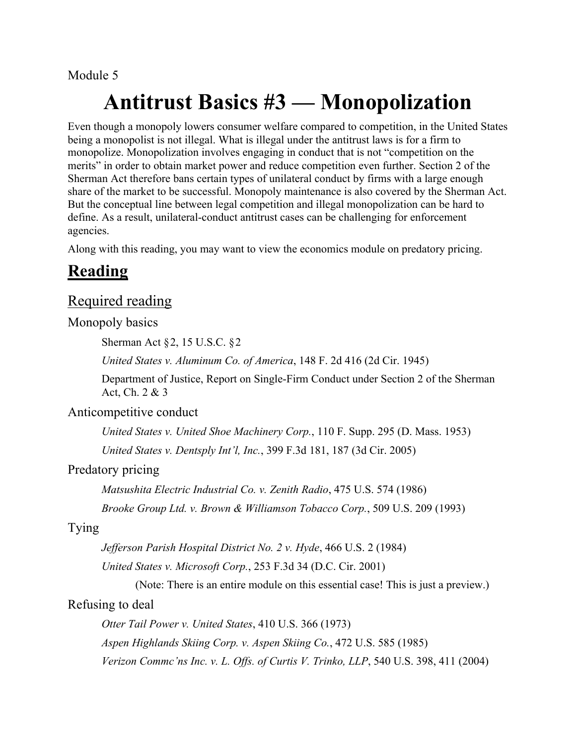Module 5

# Antitrust Basics #3 — Monopolization

Even though a monopoly lowers consumer welfare compared to competition, in the United States being a monopolist is not illegal. What is illegal under the antitrust laws is for a firm to monopolize. Monopolization involves engaging in conduct that is not "competition on the merits" in order to obtain market power and reduce competition even further. Section 2 of the Sherman Act therefore bans certain types of unilateral conduct by firms with a large enough share of the market to be successful. Monopoly maintenance is also covered by the Sherman Act. But the conceptual line between legal competition and illegal monopolization can be hard to define. As a result, unilateral-conduct antitrust cases can be challenging for enforcement agencies.

Along with this reading, you may want to view the economics module on predatory pricing.

## Reading

### Required reading

#### Monopoly basics

Sherman Act §2, 15 U.S.C. §2

*United States v. Aluminum Co. of America*, 148 F. 2d 416 (2d Cir. 1945)

Department of Justice, Report on Single-Firm Conduct under Section 2 of the Sherman Act, Ch. 2 & 3

#### Anticompetitive conduct

*United States v. United Shoe Machinery Corp.*, 110 F. Supp. 295 (D. Mass. 1953)

*United States v. Dentsply Int'l, Inc.*, 399 F.3d 181, 187 (3d Cir. 2005)

#### Predatory pricing

*Matsushita Electric Industrial Co. v. Zenith Radio*, 475 U.S. 574 (1986)

*Brooke Group Ltd. v. Brown & Williamson Tobacco Corp.*, 509 U.S. 209 (1993)

#### Tying

*Jefferson Parish Hospital District No. 2 v. Hyde*, 466 U.S. 2 (1984)

*United States v. Microsoft Corp.*, 253 F.3d 34 (D.C. Cir. 2001)

(Note: There is an entire module on this essential case! This is just a preview.)

#### Refusing to deal

*Otter Tail Power v. United States*, 410 U.S. 366 (1973)

*Aspen Highlands Skiing Corp. v. Aspen Skiing Co.*, 472 U.S. 585 (1985)

*Verizon Commc'ns Inc. v. L. Offs. of Curtis V. Trinko, LLP*, 540 U.S. 398, 411 (2004)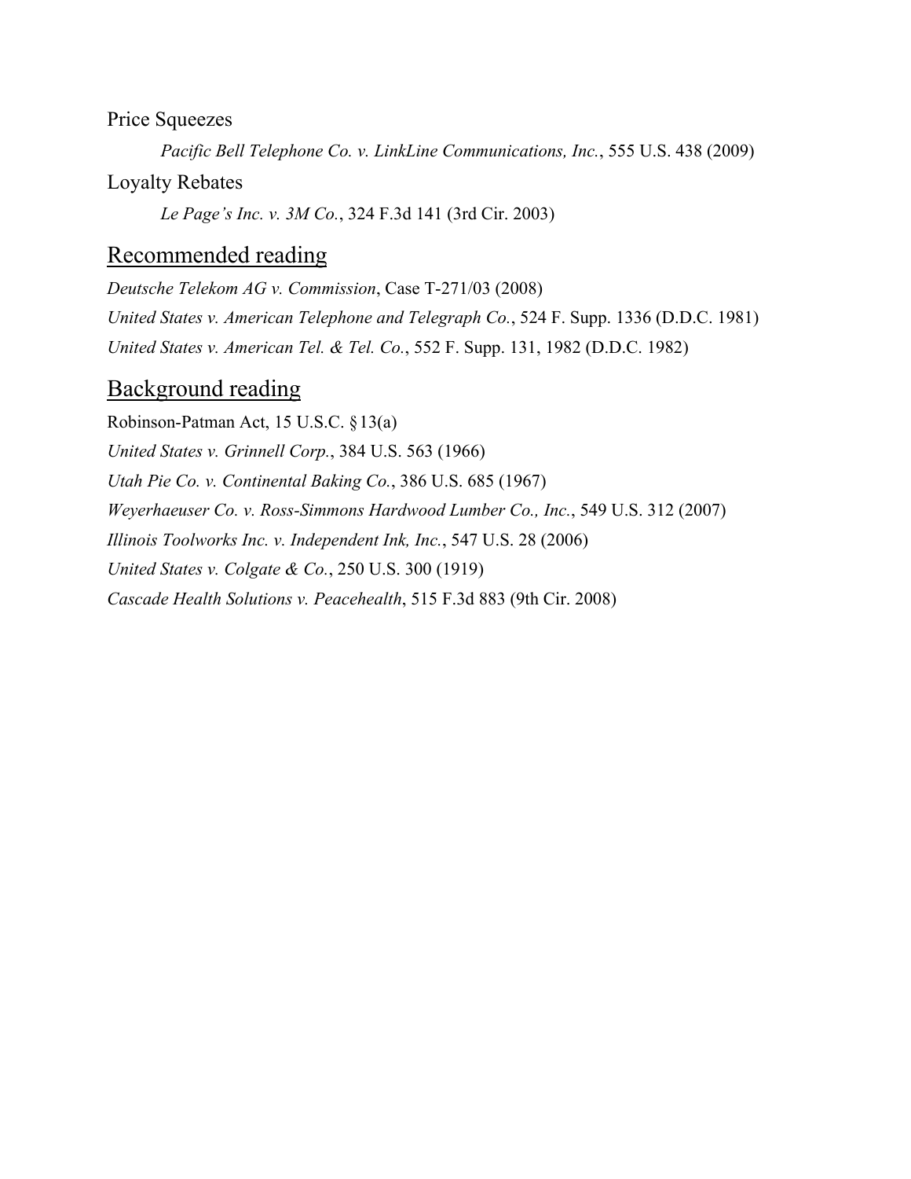Price Squeezes

*Pacific Bell Telephone Co. v. LinkLine Communications, Inc.*, 555 U.S. 438 (2009)

Loyalty Rebates

*Le Page's Inc. v. 3M Co.*, 324 F.3d 141 (3rd Cir. 2003)

## Recommended reading

*Deutsche Telekom AG v. Commission*, Case T-271/03 (2008)

*United States v. American Telephone and Telegraph Co.*, 524 F. Supp. 1336 (D.D.C. 1981)

*United States v. American Tel. & Tel. Co.*, 552 F. Supp. 131, 1982 (D.D.C. 1982)

## Background reading

Robinson-Patman Act, 15 U.S.C. §13(a)

*United States v. Grinnell Corp.*, 384 U.S. 563 (1966)

*Utah Pie Co. v. Continental Baking Co.*, 386 U.S. 685 (1967)

*Weyerhaeuser Co. v. Ross-Simmons Hardwood Lumber Co., Inc.*, 549 U.S. 312 (2007)

*Illinois Toolworks Inc. v. Independent Ink, Inc.*, 547 U.S. 28 (2006)

*United States v. Colgate & Co.*, 250 U.S. 300 (1919)

*Cascade Health Solutions v. Peacehealth*, 515 F.3d 883 (9th Cir. 2008)